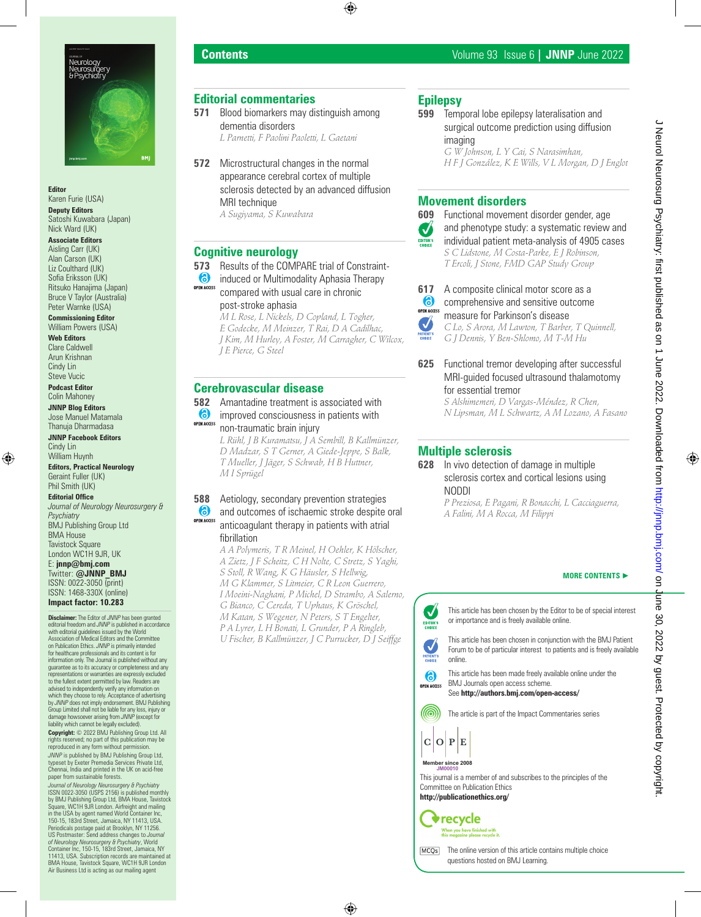# Contents

Volume 93 Issue 6 | **JNNP** June 2022

**Editor**
Karen Furie (USA)

**Deputy Editors**
Satoshi Kuwabara (Japan)
Nick Ward (UK)

**Associate Editors**
Aisling Carr (UK)
Alan Carson (UK)
Liz Coulthard (UK)
Sofia Eriksson (UK)
Ritsuko Hanajima (Japan)
Bruce V Taylor (Australia)
Peter Warnke (USA)

**Commissioning Editor**
William Powers (USA)

**Web Editors**
Clare Caldwell
Arun Krishnan
Cindy Lin
Steve Vucic

**Podcast Editor**
Colin Mahoney

**JNNP Blog Editors**
Jose Manuel Matamala
Thanuja Dharmadasa

**JNNP Facebook Editors**
Cindy Lin
William Huynh

**Editors, Practical Neurology**
Geraint Fuller (UK)
Phil Smith (UK)

**Editorial Office**
*Journal of Neurology Neurosurgery & Psychiatry*
BMJ Publishing Group Ltd
BMA House
Tavistock Square
London WC1H 9JR, UK
E: **jnnp@bmj.com**
Twitter: **@JNNP_BMJ**
ISSN: 0022-3050 (print)
ISSN: 1468-330X (online)
**Impact factor: 10.283**

**Disclaimer:** The Editor of *JNNP* has been granted editorial freedom and *JNNP* is published in accordance with editorial guidelines issued by the World Association of Medical Editors and the Committee on Publication Ethics. *JNNP* is primarily intended for healthcare professionals and its content is for information only. The Journal is published without any guarantee as to its accuracy or completeness and any representations or warranties are expressly excluded to the fullest extent permitted by law. Readers are advised to independently verify any information on which they choose to rely. Acceptance of advertising by *JNNP* does not imply endorsement. BMJ Publishing Group Limited shall not be liable for any loss, injury or damage howsoever arising from *JNNP* (except for liability which cannot be legally excluded).

**Copyright:** © 2022 BMJ Publishing Group Ltd. All rights reserved; no part of this publication may be reproduced in any form without permission.

*JNNP* is published by BMJ Publishing Group Ltd, typeset by Exeter Premedia Services Private Ltd, Chennai, India and printed in the UK on acid-free paper from sustainable forests.

*Journal of Neurology Neurosurgery & Psychiatry* ISSN 0022-3050 (USPS 2156) is published monthly by BMJ Publishing Group Ltd, BMA House, Tavistock Square, WC1H 9JR London. Airfreight and mailing in the USA by agent named World Container Inc, 150-15, 183rd Street, Jamaica, NY 11413, USA. Periodicals postage paid at Brooklyn, NY 11256. US Postmaster: Send address changes to *Journal of Neurology Neurosurgery & Psychiatry*, World Container Inc, 150-15, 183rd Street, Jamaica, NY 11413, USA. Subscription records are maintained at BMA House, Tavistock Square, WC1H 9JR London. Air Business Ltd is acting as our mailing agent

## Editorial commentaries

**571** Blood biomarkers may distinguish among dementia disorders
*L Parnetti, F Paolini Paoletti, L Gaetani*

**572** Microstructural changes in the normal appearance cerebral cortex of multiple sclerosis detected by an advanced diffusion MRI technique
*A Sugiyama, S Kuwabara*

## Cognitive neurology

**573** (OPEN ACCESS) Results of the COMPARE trial of Constraint-induced or Multimodality Aphasia Therapy compared with usual care in chronic post-stroke aphasia
*M L Rose, L Nickels, D Copland, L Togher, E Godecke, M Meinzer, T Rai, D A Cadilhac, J Kim, M Hurley, A Foster, M Carragher, C Wilcox, J E Pierce, G Steel*

## Cerebrovascular disease

**582** (OPEN ACCESS) Amantadine treatment is associated with improved consciousness in patients with non-traumatic brain injury
*L Rühl, J B Kuramatsu, J A Sembill, B Kallmünzer, D Madzar, S T Gerner, A Giede-Jeppe, S Balk, T Mueller, J Jäger, S Schwab, H B Huttner, M I Sprügel*

**588** (OPEN ACCESS) Aetiology, secondary prevention strategies and outcomes of ischaemic stroke despite oral anticoagulant therapy in patients with atrial fibrillation
*A A Polymeris, T R Meinel, H Oehler, K Hölscher, A Zietz, J F Scheitz, C H Nolte, C Stretz, S Yaghi, S Stoll, R Wang, K G Häusler, S Hellwig, M G Klammer, S Litmeier, C R Leon Guerrero, I Moeini-Naghani, P Michel, D Strambo, A Salerno, G Bianco, C Cereda, T Uphaus, K Gröschel, M Katan, S Wegener, N Peters, S T Engelter, P A Lyrer, L H Bonati, L Grunder, P A Ringleb, U Fischer, B Kallmünzer, J C Purrucker, D J Seiffge*

## Epilepsy

**599** Temporal lobe epilepsy lateralisation and surgical outcome prediction using diffusion imaging
*G W Johnson, L Y Cai, S Narasimhan, H F J González, K E Wills, V L Morgan, D J Englot*

## Movement disorders

**609** (EDITOR'S CHOICE) Functional movement disorder gender, age and phenotype study: a systematic review and individual patient meta-analysis of 4905 cases
*S C Lidstone, M Costa-Parke, E J Robinson, T Ercoli, J Stone, FMD GAP Study Group*

**617** (OPEN ACCESS) (PATIENT'S CHOICE) A composite clinical motor score as a comprehensive and sensitive outcome measure for Parkinson's disease
*C Lo, S Arora, M Lawton, T Barber, T Quinnell, G J Dennis, Y Ben-Shlomo, M T-M Hu*

**625** Functional tremor developing after successful MRI-guided focused ultrasound thalamotomy for essential tremor
*S Alshimemeri, D Vargas-Méndez, R Chen, N Lipsman, M L Schwartz, A M Lozano, A Fasano*

## Multiple sclerosis

**628** In vivo detection of damage in multiple sclerosis cortex and cortical lesions using NODDI
*P Preziosa, E Pagani, R Bonacchi, L Cacciaguerra, A Falini, M A Rocca, M Filippi*

**MORE CONTENTS ►**

EDITOR'S CHOICE: This article has been chosen by the Editor to be of special interest or importance and is freely available online.

PATIENT'S CHOICE: This article has been chosen in conjunction with the BMJ Patient Forum to be of particular interest to patients and is freely available online.

OPEN ACCESS: This article has been made freely available online under the BMJ Journals open access scheme. See **http://authors.bmj.com/open-access/**

The article is part of the Impact Commentaries series

C O P E
Member since 2008
JM00010

This journal is a member of and subscribes to the principles of the Committee on Publication Ethics
**http://publicationethics.org/**

recycle
When you have finished with this magazine please recycle it.

MCQs: The online version of this article contains multiple choice questions hosted on BMJ Learning.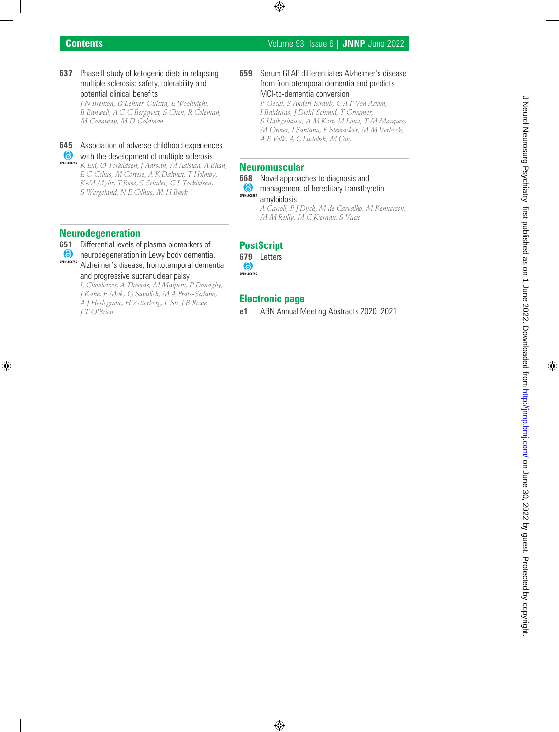## Contents

**637** Phase II study of ketogenic diets in relapsing multiple sclerosis: safety, tolerability and potential clinical benefits
*J N Brenton, D Lehner-Gulotta, E Woolbright, B Banwell, A G C Bergqvist, S Chen, R Coleman, M Conaway, M D Goldman*

**645** Association of adverse childhood experiences with the development of multiple sclerosis
OPEN ACCESS
*K Eid, Ø Torkildsen, J Aarseth, M Aalstad, A Bhan, E G Celius, M Cortese, A K Daltveit, T Holmøy, K-M Myhr, T Riise, S Schüler, C F Torkildsen, S Wergeland, N E Gilhus, M-H Bjørk*

## Neurodegeneration

**651** Differential levels of plasma biomarkers of neurodegeneration in Lewy body dementia, Alzheimer's disease, frontotemporal dementia and progressive supranuclear palsy
OPEN ACCESS
*L Chouliaras, A Thomas, M Malpetti, P Donaghy, J Kane, E Mak, G Savulich, M A Prats-Sedano, A J Heslegrave, H Zetterberg, L Su, J B Rowe, J T O'Brien*

**659** Serum GFAP differentiates Alzheimer's disease from frontotemporal dementia and predicts MCI-to-dementia conversion
*P Oeckl, S Anderl-Straub, C A F Von Arnim, I Baldeiras, J Diehl-Schmid, T Grimmer, S Halbgebauer, A M Kort, M Lima, T M Marques, M Ortner, I Santana, P Steinacker, M M Verbeek, A E Volk, A C Ludolph, M Otto*

## Neuromuscular

**668** Novel approaches to diagnosis and management of hereditary transthyretin amyloidosis
OPEN ACCESS
*A Carroll, P J Dyck, M de Carvalho, M Kennerson, M M Reilly, M C Kiernan, S Vucic*

## PostScript

**679** Letters
OPEN ACCESS

## Electronic page

**e1** ABN Annual Meeting Abstracts 2020–2021